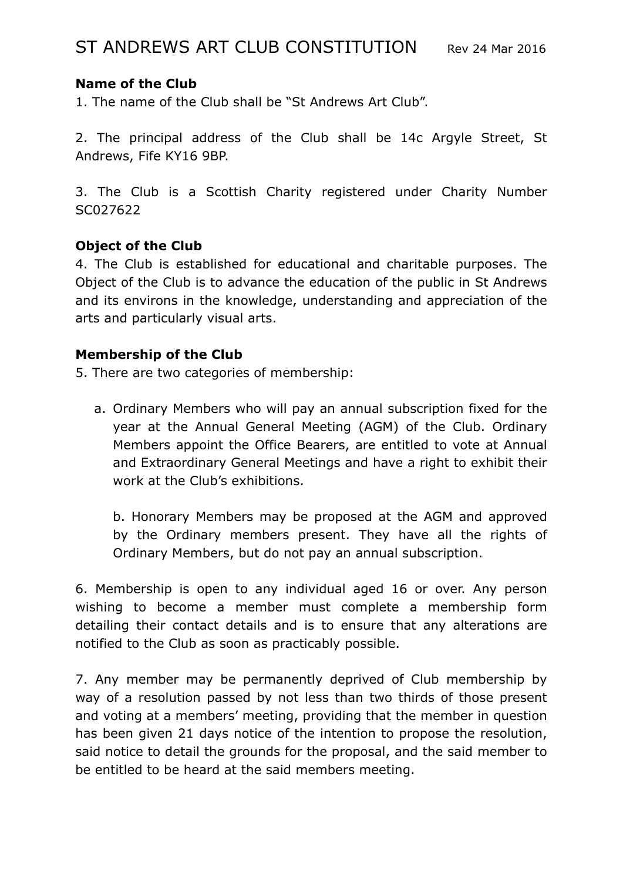# ST ANDREWS ART CLUB CONSTITUTION

Rev 24 Mar 2016

**Name of the Club**

1. The name of the Club shall be "St Andrews Art Club".

2. The principal address of the Club shall be 14c Argyle Street, St Andrews, Fife KY16 9BP.

3. The Club is a Scottish Charity registered under Charity Number SC027622

**Object of the Club**

4. The Club is established for educational and charitable purposes. The Object of the Club is to advance the education of the public in St Andrews and its environs in the knowledge, understanding and appreciation of the arts and particularly visual arts.

**Membership of the Club**

5. There are two categories of membership:

   a. Ordinary Members who will pay an annual subscription fixed for the year at the Annual General Meeting (AGM) of the Club. Ordinary Members appoint the Office Bearers, are entitled to vote at Annual and Extraordinary General Meetings and have a right to exhibit their work at the Club's exhibitions.

   b. Honorary Members may be proposed at the AGM and approved by the Ordinary members present. They have all the rights of Ordinary Members, but do not pay an annual subscription.

6. Membership is open to any individual aged 16 or over. Any person wishing to become a member must complete a membership form detailing their contact details and is to ensure that any alterations are notified to the Club as soon as practicably possible.

7. Any member may be permanently deprived of Club membership by way of a resolution passed by not less than two thirds of those present and voting at a members' meeting, providing that the member in question has been given 21 days notice of the intention to propose the resolution, said notice to detail the grounds for the proposal, and the said member to be entitled to be heard at the said members meeting.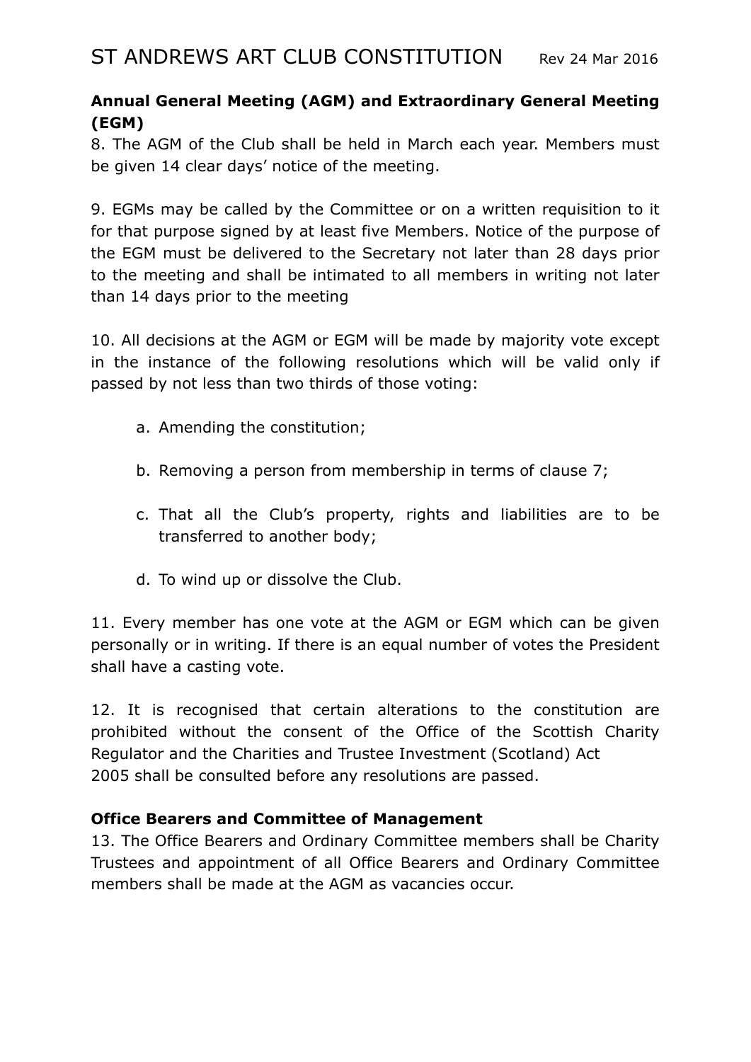## Annual General Meeting (AGM) and Extraordinary General Meeting (EGM)

8. The AGM of the Club shall be held in March each year. Members must be given 14 clear days' notice of the meeting.

9. EGMs may be called by the Committee or on a written requisition to it for that purpose signed by at least five Members. Notice of the purpose of the EGM must be delivered to the Secretary not later than 28 days prior to the meeting and shall be intimated to all members in writing not later than 14 days prior to the meeting

10. All decisions at the AGM or EGM will be made by majority vote except in the instance of the following resolutions which will be valid only if passed by not less than two thirds of those voting:

a. Amending the constitution;

b. Removing a person from membership in terms of clause 7;

c. That all the Club's property, rights and liabilities are to be transferred to another body;

d. To wind up or dissolve the Club.

11. Every member has one vote at the AGM or EGM which can be given personally or in writing. If there is an equal number of votes the President shall have a casting vote.

12. It is recognised that certain alterations to the constitution are prohibited without the consent of the Office of the Scottish Charity Regulator and the Charities and Trustee Investment (Scotland) Act 2005 shall be consulted before any resolutions are passed.

## Office Bearers and Committee of Management

13. The Office Bearers and Ordinary Committee members shall be Charity Trustees and appointment of all Office Bearers and Ordinary Committee members shall be made at the AGM as vacancies occur.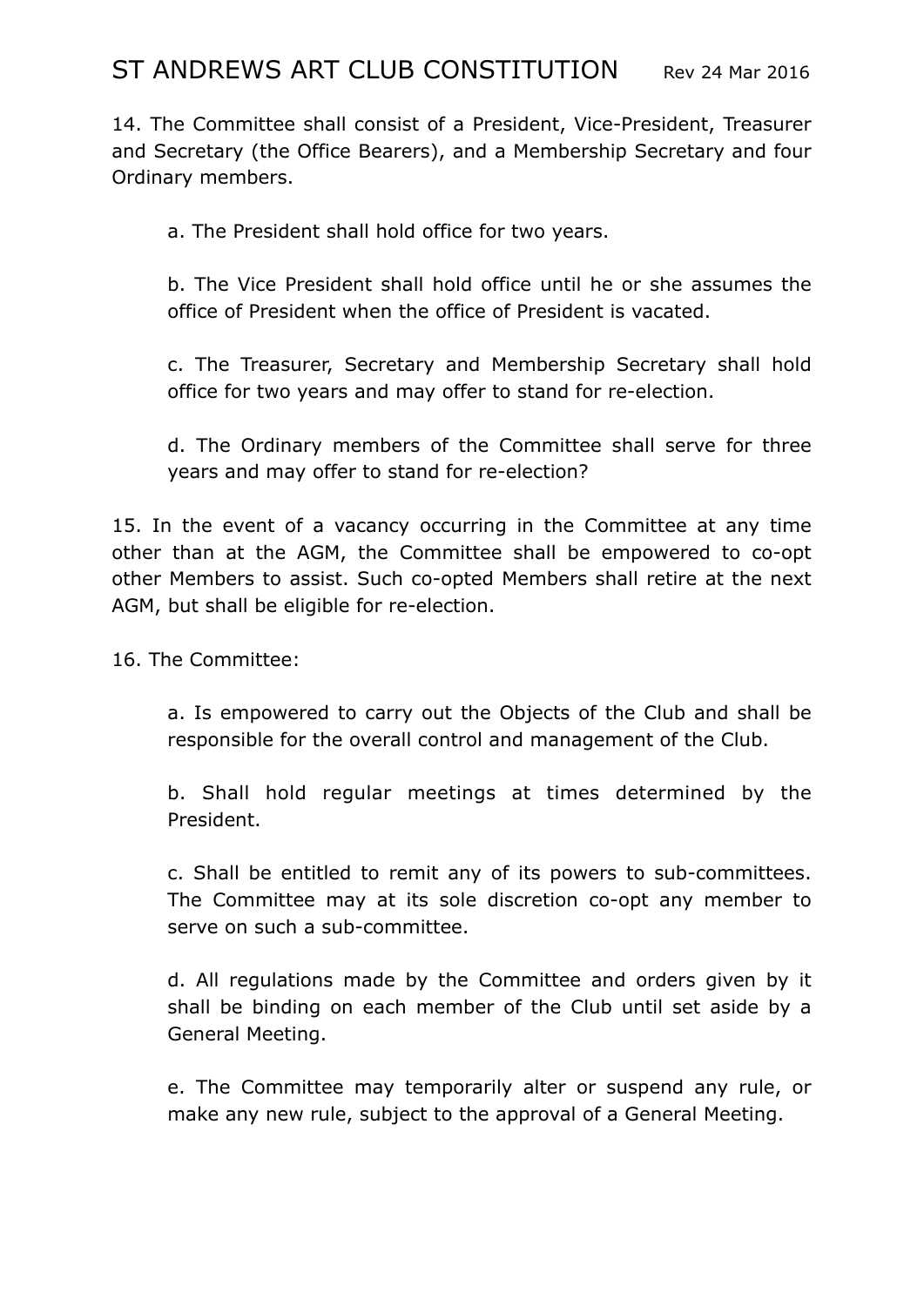14. The Committee shall consist of a President, Vice-President, Treasurer and Secretary (the Office Bearers), and a Membership Secretary and four Ordinary members.

  a. The President shall hold office for two years.

  b. The Vice President shall hold office until he or she assumes the office of President when the office of President is vacated.

  c. The Treasurer, Secretary and Membership Secretary shall hold office for two years and may offer to stand for re-election.

  d. The Ordinary members of the Committee shall serve for three years and may offer to stand for re-election?

15. In the event of a vacancy occurring in the Committee at any time other than at the AGM, the Committee shall be empowered to co-opt other Members to assist. Such co-opted Members shall retire at the next AGM, but shall be eligible for re-election.

16. The Committee:

  a. Is empowered to carry out the Objects of the Club and shall be responsible for the overall control and management of the Club.

  b. Shall hold regular meetings at times determined by the President.

  c. Shall be entitled to remit any of its powers to sub-committees. The Committee may at its sole discretion co-opt any member to serve on such a sub-committee.

  d. All regulations made by the Committee and orders given by it shall be binding on each member of the Club until set aside by a General Meeting.

  e. The Committee may temporarily alter or suspend any rule, or make any new rule, subject to the approval of a General Meeting.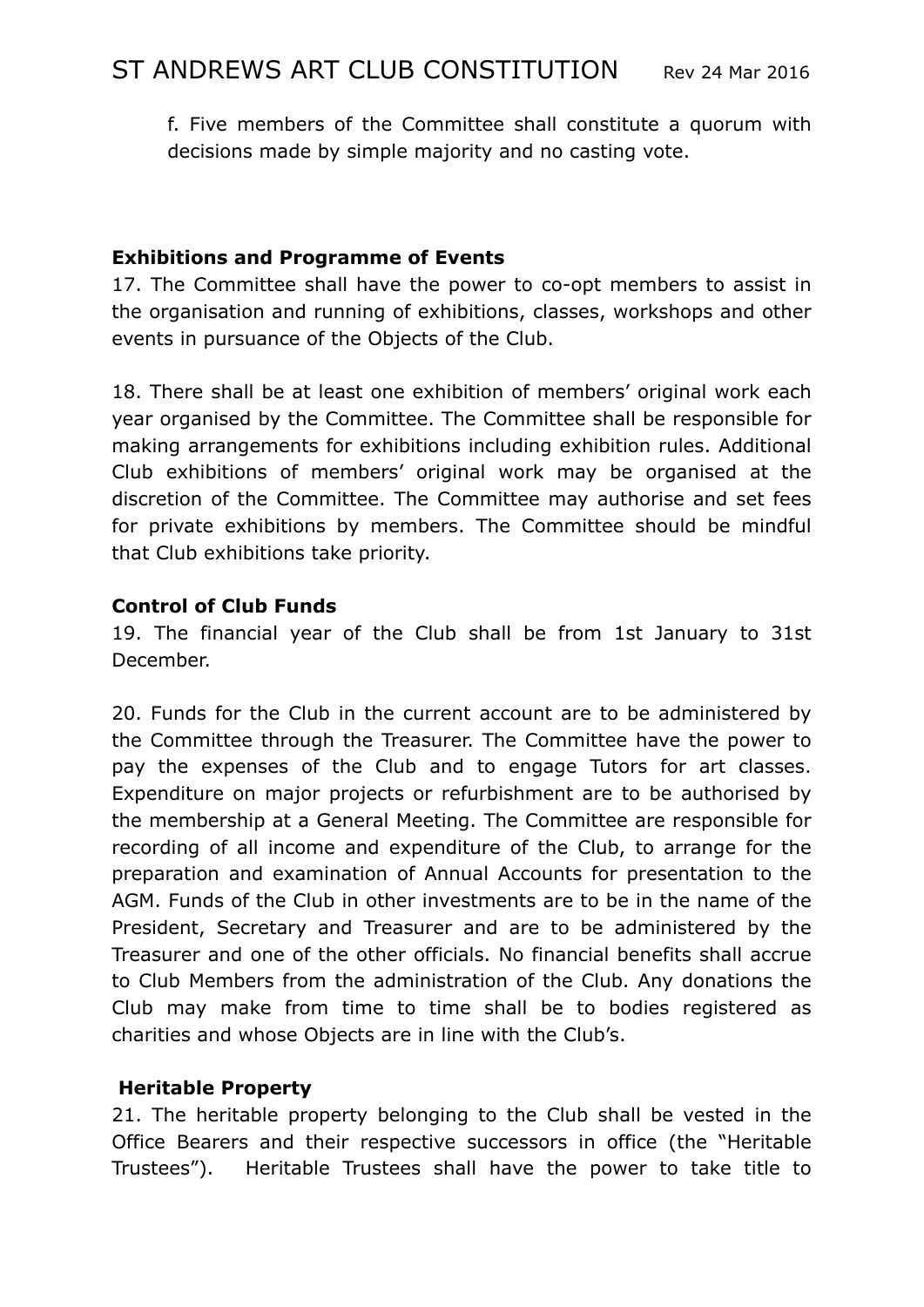f. Five members of the Committee shall constitute a quorum with decisions made by simple majority and no casting vote.

**Exhibitions and Programme of Events**

17. The Committee shall have the power to co-opt members to assist in the organisation and running of exhibitions, classes, workshops and other events in pursuance of the Objects of the Club.

18. There shall be at least one exhibition of members' original work each year organised by the Committee. The Committee shall be responsible for making arrangements for exhibitions including exhibition rules. Additional Club exhibitions of members' original work may be organised at the discretion of the Committee. The Committee may authorise and set fees for private exhibitions by members. The Committee should be mindful that Club exhibitions take priority.

**Control of Club Funds**

19. The financial year of the Club shall be from 1st January to 31st December.

20. Funds for the Club in the current account are to be administered by the Committee through the Treasurer. The Committee have the power to pay the expenses of the Club and to engage Tutors for art classes. Expenditure on major projects or refurbishment are to be authorised by the membership at a General Meeting. The Committee are responsible for recording of all income and expenditure of the Club, to arrange for the preparation and examination of Annual Accounts for presentation to the AGM. Funds of the Club in other investments are to be in the name of the President, Secretary and Treasurer and are to be administered by the Treasurer and one of the other officials. No financial benefits shall accrue to Club Members from the administration of the Club. Any donations the Club may make from time to time shall be to bodies registered as charities and whose Objects are in line with the Club's.

**Heritable Property**

21. The heritable property belonging to the Club shall be vested in the Office Bearers and their respective successors in office (the "Heritable Trustees"). Heritable Trustees shall have the power to take title to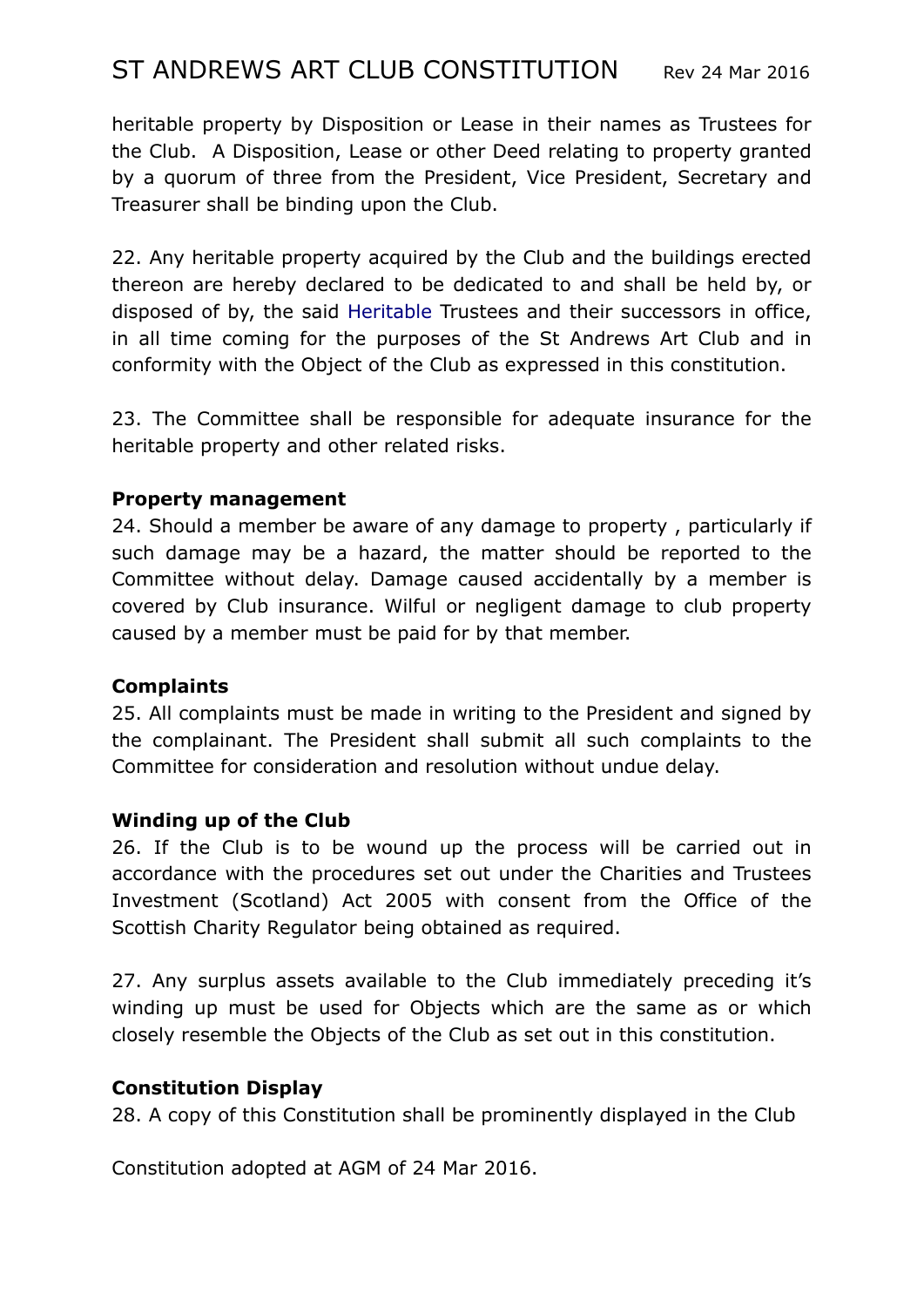heritable property by Disposition or Lease in their names as Trustees for the Club. A Disposition, Lease or other Deed relating to property granted by a quorum of three from the President, Vice President, Secretary and Treasurer shall be binding upon the Club.

22. Any heritable property acquired by the Club and the buildings erected thereon are hereby declared to be dedicated to and shall be held by, or disposed of by, the said Heritable Trustees and their successors in office, in all time coming for the purposes of the St Andrews Art Club and in conformity with the Object of the Club as expressed in this constitution.

23. The Committee shall be responsible for adequate insurance for the heritable property and other related risks.

**Property management**

24. Should a member be aware of any damage to property , particularly if such damage may be a hazard, the matter should be reported to the Committee without delay. Damage caused accidentally by a member is covered by Club insurance. Wilful or negligent damage to club property caused by a member must be paid for by that member.

**Complaints**

25. All complaints must be made in writing to the President and signed by the complainant. The President shall submit all such complaints to the Committee for consideration and resolution without undue delay.

**Winding up of the Club**

26. If the Club is to be wound up the process will be carried out in accordance with the procedures set out under the Charities and Trustees Investment (Scotland) Act 2005 with consent from the Office of the Scottish Charity Regulator being obtained as required.

27. Any surplus assets available to the Club immediately preceding it's winding up must be used for Objects which are the same as or which closely resemble the Objects of the Club as set out in this constitution.

**Constitution Display**

28. A copy of this Constitution shall be prominently displayed in the Club

Constitution adopted at AGM of 24 Mar 2016.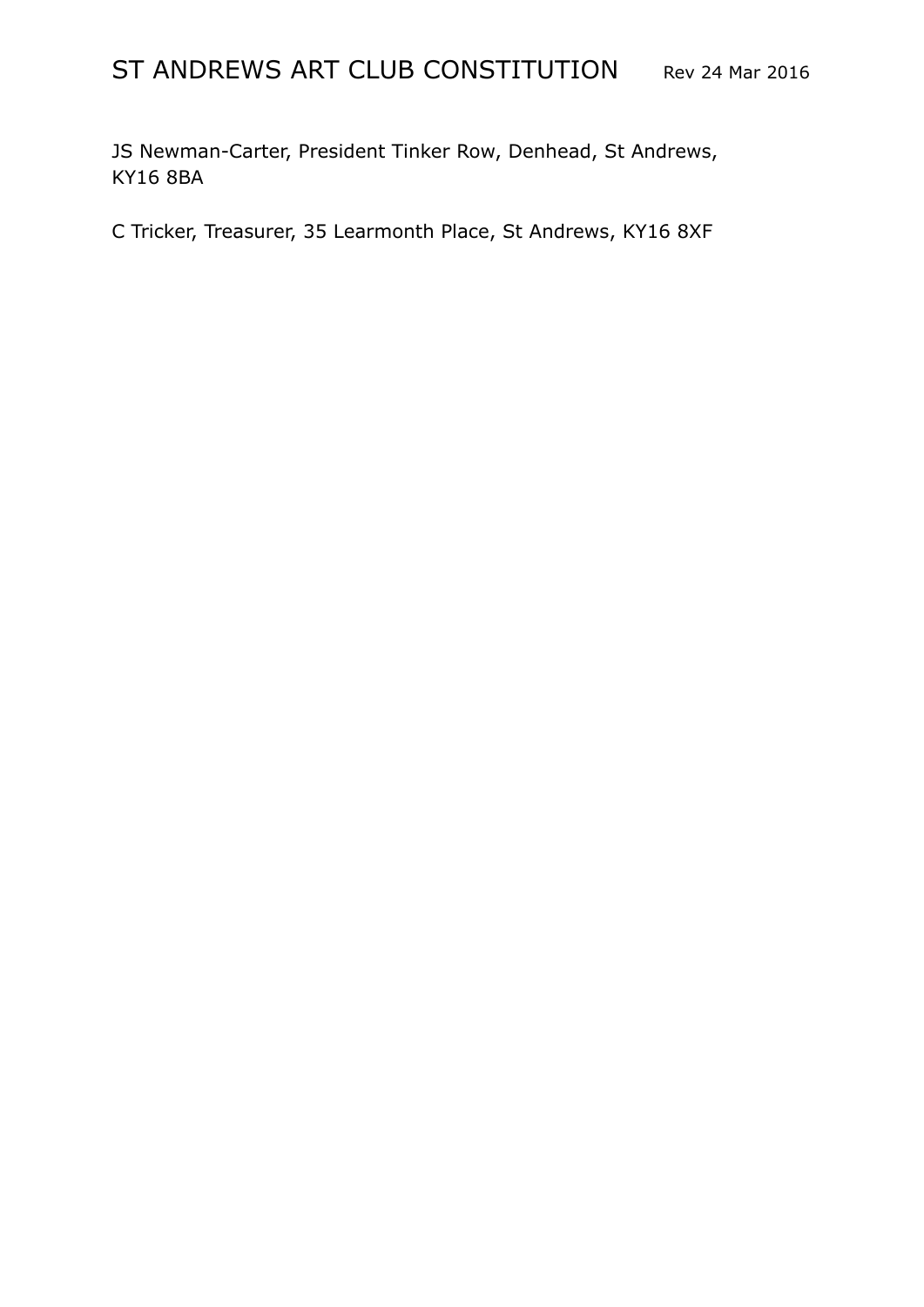JS Newman-Carter, President Tinker Row, Denhead, St Andrews, KY16 8BA

C Tricker, Treasurer, 35 Learmonth Place, St Andrews, KY16 8XF